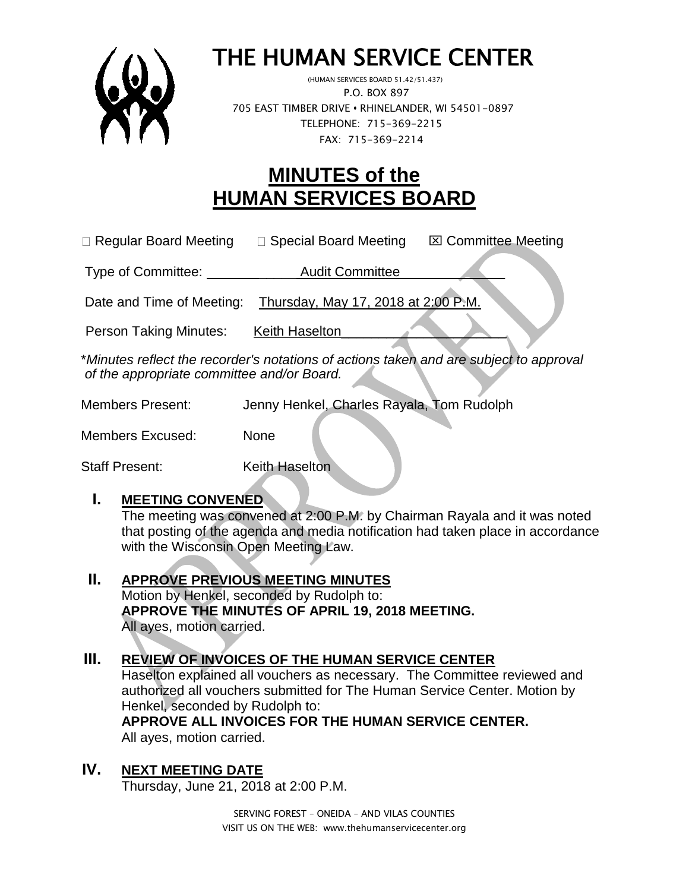# THE HUMAN SERVICE CENTER

(HUMAN SERVICES BOARD 51.42/51.437)
P.O. BOX 897
705 EAST TIMBER DRIVE • RHINELANDER, WI 54501-0897
TELEPHONE: 715-369-2215
FAX: 715-369-2214

# MINUTES of the HUMAN SERVICES BOARD

☐ Regular Board Meeting ☐ Special Board Meeting ☒ Committee Meeting

Type of Committee: Audit Committee

Date and Time of Meeting: Thursday, May 17, 2018 at 2:00 P.M.

Person Taking Minutes: Keith Haselton

\**Minutes reflect the recorder's notations of actions taken and are subject to approval of the appropriate committee and/or Board.*

Members Present: Jenny Henkel, Charles Rayala, Tom Rudolph

Members Excused: None

Staff Present: Keith Haselton

## I. MEETING CONVENED

The meeting was convened at 2:00 P.M. by Chairman Rayala and it was noted that posting of the agenda and media notification had taken place in accordance with the Wisconsin Open Meeting Law.

## II. APPROVE PREVIOUS MEETING MINUTES

Motion by Henkel, seconded by Rudolph to:
**APPROVE THE MINUTES OF APRIL 19, 2018 MEETING.**
All ayes, motion carried.

## III. REVIEW OF INVOICES OF THE HUMAN SERVICE CENTER

Haselton explained all vouchers as necessary. The Committee reviewed and authorized all vouchers submitted for The Human Service Center. Motion by Henkel, seconded by Rudolph to:
**APPROVE ALL INVOICES FOR THE HUMAN SERVICE CENTER.**
All ayes, motion carried.

## IV. NEXT MEETING DATE

Thursday, June 21, 2018 at 2:00 P.M.

SERVING FOREST – ONEIDA – AND VILAS COUNTIES
VISIT US ON THE WEB: www.thehumanservicecenter.org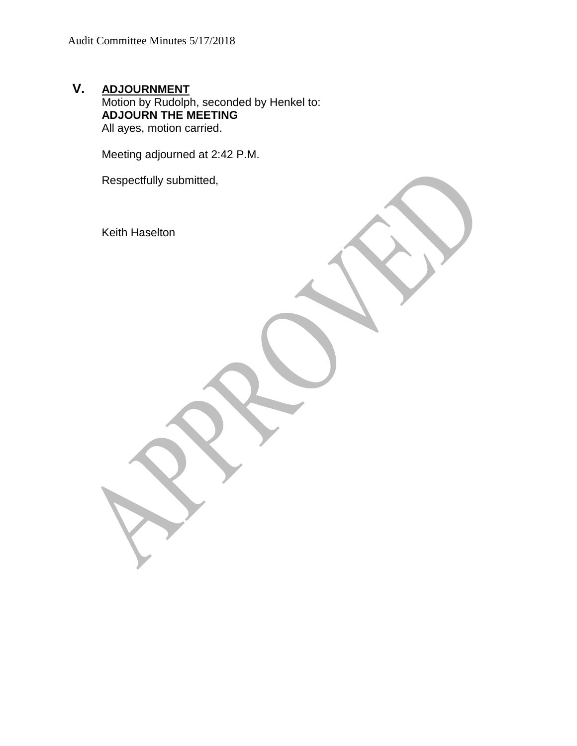## V. ADJOURNMENT

Motion by Rudolph, seconded by Henkel to:
**ADJOURN THE MEETING**
All ayes, motion carried.

Meeting adjourned at 2:42 P.M.

Respectfully submitted,

Keith Haselton

APPROVED